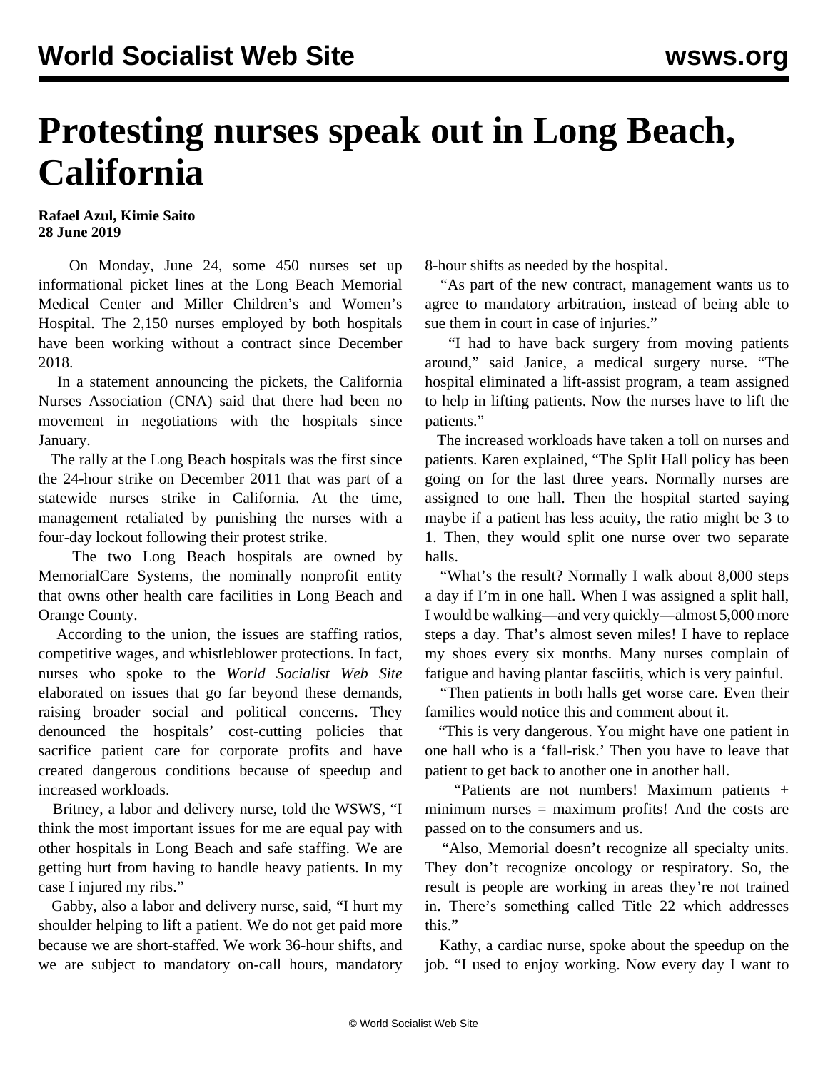# Protesting nurses speak out in Long Beach, California

**Rafael Azul, Kimie Saito**
**28 June 2019**

On Monday, June 24, some 450 nurses set up informational picket lines at the Long Beach Memorial Medical Center and Miller Children's and Women's Hospital. The 2,150 nurses employed by both hospitals have been working without a contract since December 2018.

In a statement announcing the pickets, the California Nurses Association (CNA) said that there had been no movement in negotiations with the hospitals since January.

The rally at the Long Beach hospitals was the first since the 24-hour strike on December 2011 that was part of a statewide nurses strike in California. At the time, management retaliated by punishing the nurses with a four-day lockout following their protest strike.

The two Long Beach hospitals are owned by MemorialCare Systems, the nominally nonprofit entity that owns other health care facilities in Long Beach and Orange County.

According to the union, the issues are staffing ratios, competitive wages, and whistleblower protections. In fact, nurses who spoke to the *World Socialist Web Site* elaborated on issues that go far beyond these demands, raising broader social and political concerns. They denounced the hospitals' cost-cutting policies that sacrifice patient care for corporate profits and have created dangerous conditions because of speedup and increased workloads.

Britney, a labor and delivery nurse, told the WSWS, "I think the most important issues for me are equal pay with other hospitals in Long Beach and safe staffing. We are getting hurt from having to handle heavy patients. In my case I injured my ribs."

Gabby, also a labor and delivery nurse, said, "I hurt my shoulder helping to lift a patient. We do not get paid more because we are short-staffed. We work 36-hour shifts, and we are subject to mandatory on-call hours, mandatory 8-hour shifts as needed by the hospital.

"As part of the new contract, management wants us to agree to mandatory arbitration, instead of being able to sue them in court in case of injuries."

"I had to have back surgery from moving patients around," said Janice, a medical surgery nurse. "The hospital eliminated a lift-assist program, a team assigned to help in lifting patients. Now the nurses have to lift the patients."

The increased workloads have taken a toll on nurses and patients. Karen explained, "The Split Hall policy has been going on for the last three years. Normally nurses are assigned to one hall. Then the hospital started saying maybe if a patient has less acuity, the ratio might be 3 to 1. Then, they would split one nurse over two separate halls.

"What's the result? Normally I walk about 8,000 steps a day if I'm in one hall. When I was assigned a split hall, I would be walking—and very quickly—almost 5,000 more steps a day. That's almost seven miles! I have to replace my shoes every six months. Many nurses complain of fatigue and having plantar fasciitis, which is very painful.

"Then patients in both halls get worse care. Even their families would notice this and comment about it.

"This is very dangerous. You might have one patient in one hall who is a 'fall-risk.' Then you have to leave that patient to get back to another one in another hall.

"Patients are not numbers! Maximum patients + minimum nurses = maximum profits! And the costs are passed on to the consumers and us.

"Also, Memorial doesn't recognize all specialty units. They don't recognize oncology or respiratory. So, the result is people are working in areas they're not trained in. There's something called Title 22 which addresses this."

Kathy, a cardiac nurse, spoke about the speedup on the job. "I used to enjoy working. Now every day I want to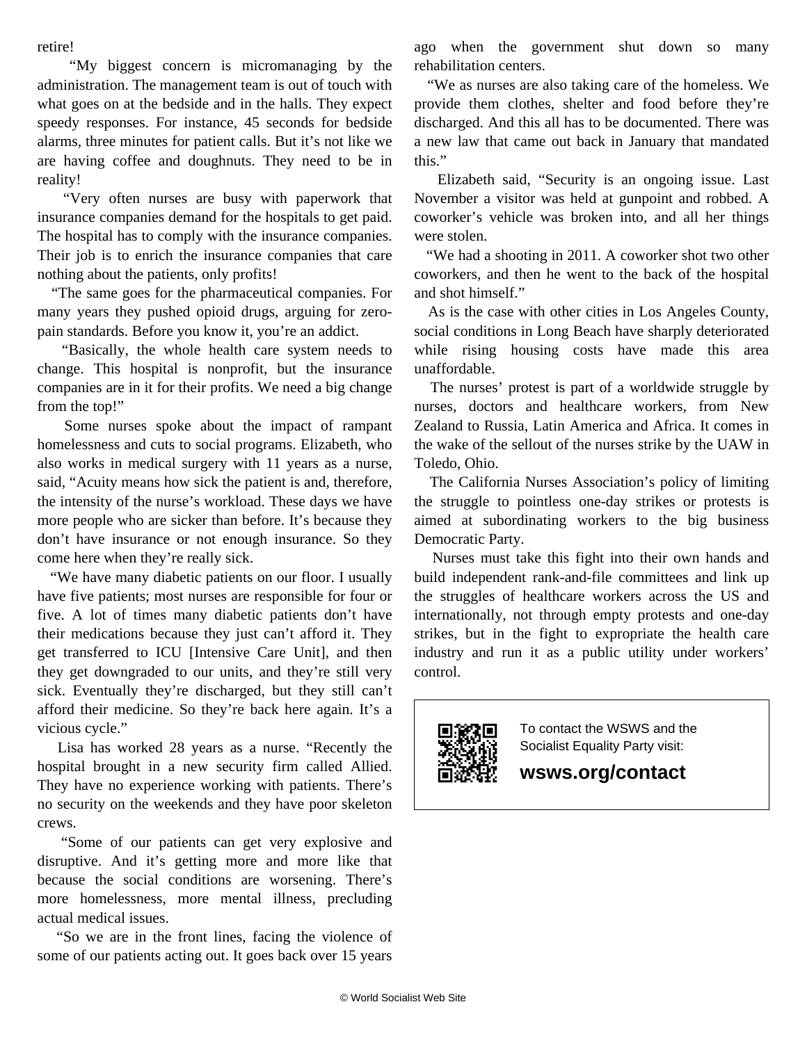retire!

"My biggest concern is micromanaging by the administration. The management team is out of touch with what goes on at the bedside and in the halls. They expect speedy responses. For instance, 45 seconds for bedside alarms, three minutes for patient calls. But it's not like we are having coffee and doughnuts. They need to be in reality!

"Very often nurses are busy with paperwork that insurance companies demand for the hospitals to get paid. The hospital has to comply with the insurance companies. Their job is to enrich the insurance companies that care nothing about the patients, only profits!

"The same goes for the pharmaceutical companies. For many years they pushed opioid drugs, arguing for zero-pain standards. Before you know it, you're an addict.

"Basically, the whole health care system needs to change. This hospital is nonprofit, but the insurance companies are in it for their profits. We need a big change from the top!"

Some nurses spoke about the impact of rampant homelessness and cuts to social programs. Elizabeth, who also works in medical surgery with 11 years as a nurse, said, "Acuity means how sick the patient is and, therefore, the intensity of the nurse's workload. These days we have more people who are sicker than before. It's because they don't have insurance or not enough insurance. So they come here when they're really sick.

"We have many diabetic patients on our floor. I usually have five patients; most nurses are responsible for four or five. A lot of times many diabetic patients don't have their medications because they just can't afford it. They get transferred to ICU [Intensive Care Unit], and then they get downgraded to our units, and they're still very sick. Eventually they're discharged, but they still can't afford their medicine. So they're back here again. It's a vicious cycle."

Lisa has worked 28 years as a nurse. "Recently the hospital brought in a new security firm called Allied. They have no experience working with patients. There's no security on the weekends and they have poor skeleton crews.

"Some of our patients can get very explosive and disruptive. And it's getting more and more like that because the social conditions are worsening. There's more homelessness, more mental illness, precluding actual medical issues.

"So we are in the front lines, facing the violence of some of our patients acting out. It goes back over 15 years ago when the government shut down so many rehabilitation centers.

"We as nurses are also taking care of the homeless. We provide them clothes, shelter and food before they're discharged. And this all has to be documented. There was a new law that came out back in January that mandated this."

Elizabeth said, "Security is an ongoing issue. Last November a visitor was held at gunpoint and robbed. A coworker's vehicle was broken into, and all her things were stolen.

"We had a shooting in 2011. A coworker shot two other coworkers, and then he went to the back of the hospital and shot himself."

As is the case with other cities in Los Angeles County, social conditions in Long Beach have sharply deteriorated while rising housing costs have made this area unaffordable.

The nurses' protest is part of a worldwide struggle by nurses, doctors and healthcare workers, from New Zealand to Russia, Latin America and Africa. It comes in the wake of the sellout of the nurses strike by the UAW in Toledo, Ohio.

The California Nurses Association's policy of limiting the struggle to pointless one-day strikes or protests is aimed at subordinating workers to the big business Democratic Party.

Nurses must take this fight into their own hands and build independent rank-and-file committees and link up the struggles of healthcare workers across the US and internationally, not through empty protests and one-day strikes, but in the fight to expropriate the health care industry and run it as a public utility under workers' control.

To contact the WSWS and the Socialist Equality Party visit:

**wsws.org/contact**